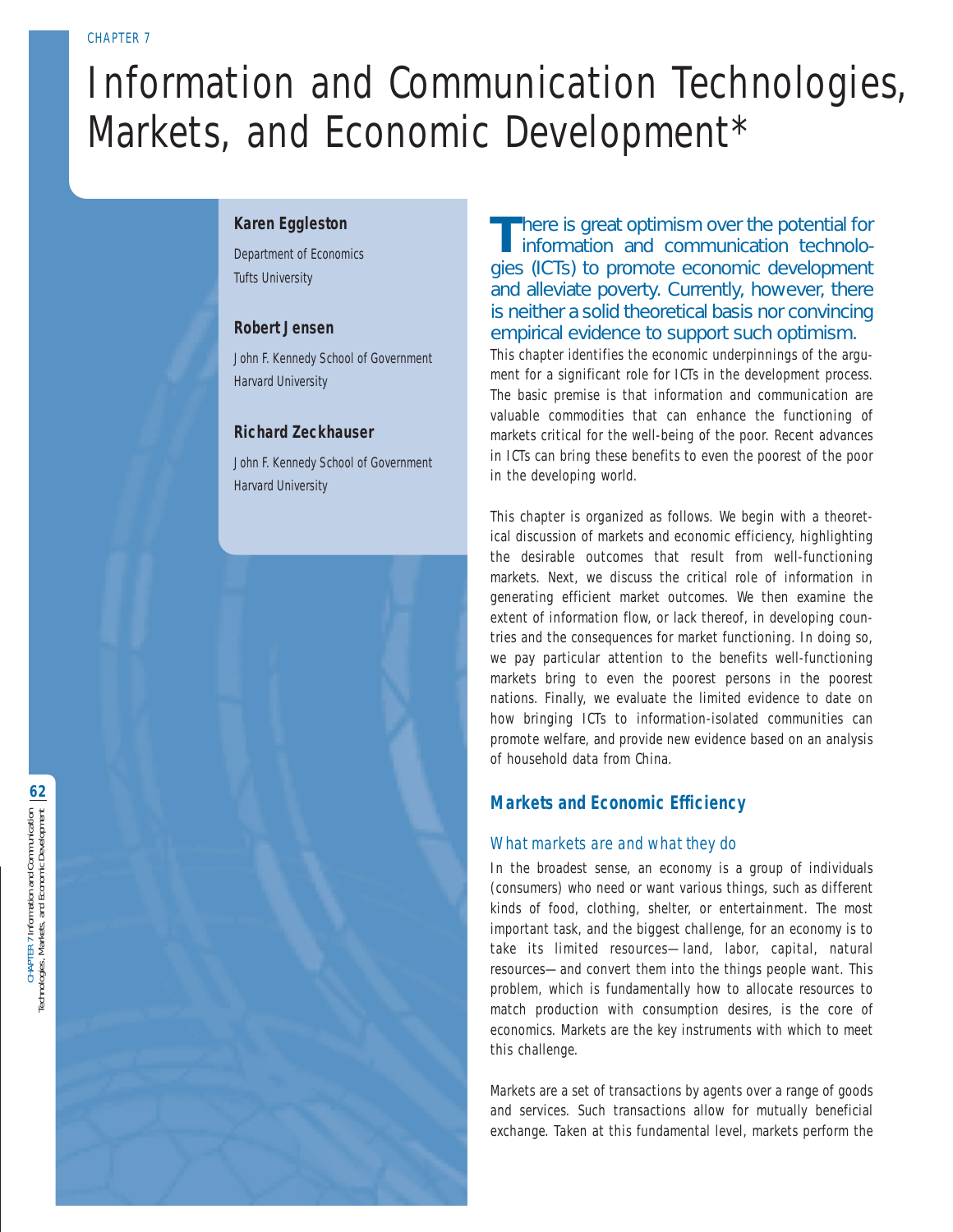CHAPTER 7

# Information and Communication Technologies, Markets, and Economic Development*

**Karen Eggleston**

Department of Economics
Tufts University

**Robert Jensen**

John F. Kennedy School of Government
Harvard University

**Richard Zeckhauser**

John F. Kennedy School of Government
Harvard University

There is great optimism over the potential for information and communication technologies (ICTs) to promote economic development and alleviate poverty. Currently, however, there is neither a solid theoretical basis nor convincing empirical evidence to support such optimism.

This chapter identifies the economic underpinnings of the argument for a significant role for ICTs in the development process. The basic premise is that information and communication are valuable commodities that can enhance the functioning of markets critical for the well-being of the poor. Recent advances in ICTs can bring these benefits to even the poorest of the poor in the developing world.

This chapter is organized as follows. We begin with a theoretical discussion of markets and economic efficiency, highlighting the desirable outcomes that result from well-functioning markets. Next, we discuss the critical role of information in generating efficient market outcomes. We then examine the extent of information flow, or lack thereof, in developing countries and the consequences for market functioning. In doing so, we pay particular attention to the benefits well-functioning markets bring to even the poorest persons in the poorest nations. Finally, we evaluate the limited evidence to date on how bringing ICTs to information-isolated communities can promote welfare, and provide new evidence based on an analysis of household data from China.

## Markets and Economic Efficiency

### What markets are and what they do

In the broadest sense, an economy is a group of individuals (consumers) who need or want various things, such as different kinds of food, clothing, shelter, or entertainment. The most important task, and the biggest challenge, for an economy is to take its limited resources—land, labor, capital, natural resources—and convert them into the things people want. This problem, which is fundamentally how to allocate resources to match production with consumption desires, is the core of economics. Markets are the key instruments with which to meet this challenge.

Markets are a set of transactions by agents over a range of goods and services. Such transactions allow for mutually beneficial exchange. Taken at this fundamental level, markets perform the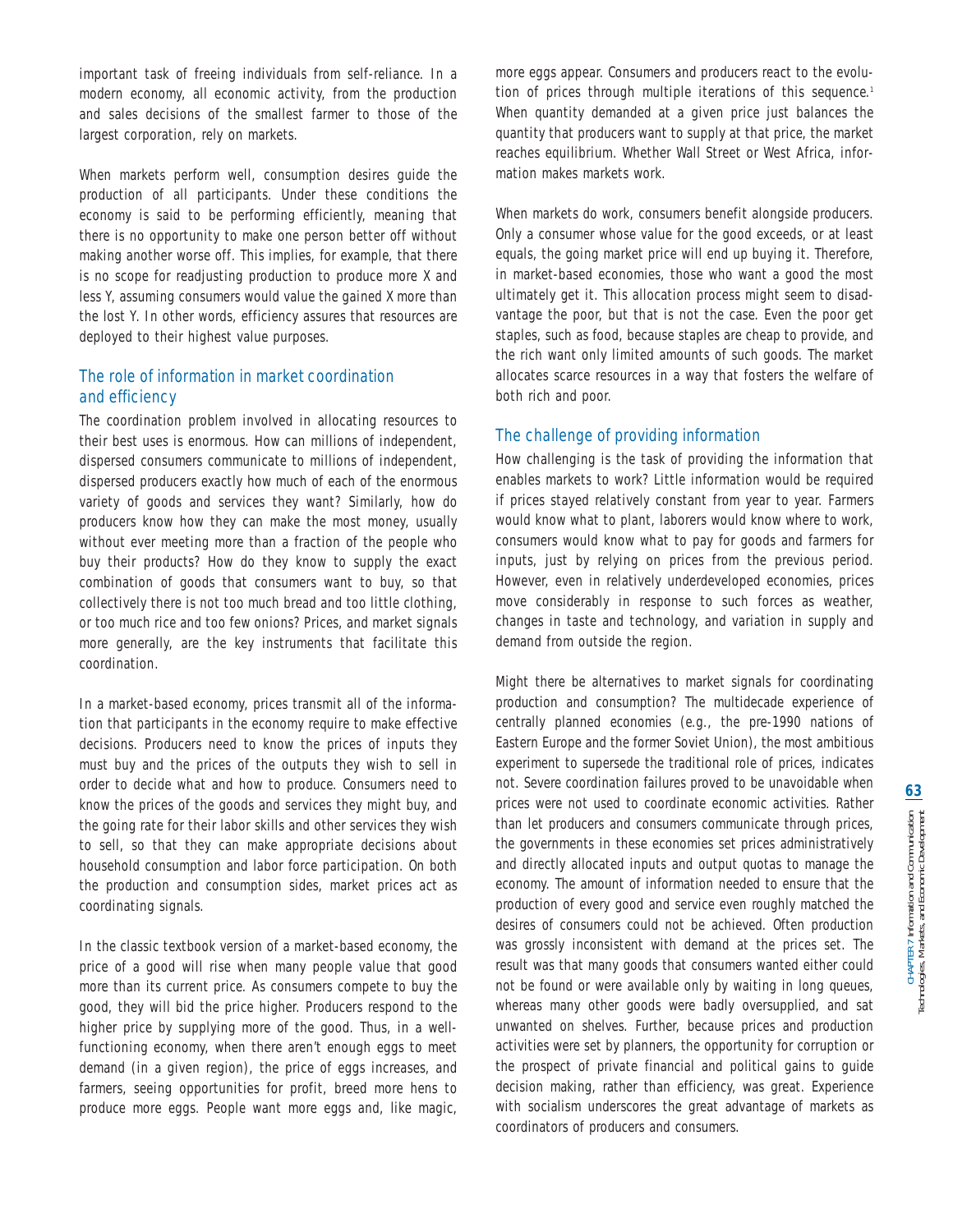important task of freeing individuals from self-reliance. In a modern economy, all economic activity, from the production and sales decisions of the smallest farmer to those of the largest corporation, rely on markets.

When markets perform well, consumption desires guide the production of all participants. Under these conditions the economy is said to be performing efficiently, meaning that there is no opportunity to make one person better off without making another worse off. This implies, for example, that there is no scope for readjusting production to produce more X and less Y, assuming consumers would value the gained X more than the lost Y. In other words, efficiency assures that resources are deployed to their highest value purposes.

### The role of information in market coordination and efficiency

The coordination problem involved in allocating resources to their best uses is enormous. How can millions of independent, dispersed consumers communicate to millions of independent, dispersed producers exactly how much of each of the enormous variety of goods and services they want? Similarly, how do producers know how they can make the most money, usually without ever meeting more than a fraction of the people who buy their products? How do they know to supply the exact combination of goods that consumers want to buy, so that collectively there is not too much bread and too little clothing, or too much rice and too few onions? Prices, and market signals more generally, are the key instruments that facilitate this coordination.

In a market-based economy, prices transmit all of the information that participants in the economy require to make effective decisions. Producers need to know the prices of inputs they must buy and the prices of the outputs they wish to sell in order to decide what and how to produce. Consumers need to know the prices of the goods and services they might buy, and the going rate for their labor skills and other services they wish to sell, so that they can make appropriate decisions about household consumption and labor force participation. On both the production and consumption sides, market prices act as coordinating signals.

In the classic textbook version of a market-based economy, the price of a good will rise when many people value that good more than its current price. As consumers compete to buy the good, they will bid the price higher. Producers respond to the higher price by supplying more of the good. Thus, in a well-functioning economy, when there aren't enough eggs to meet demand (in a given region), the price of eggs increases, and farmers, seeing opportunities for profit, breed more hens to produce more eggs. People want more eggs and, like magic, more eggs appear. Consumers and producers react to the evolution of prices through multiple iterations of this sequence.[1] When quantity demanded at a given price just balances the quantity that producers want to supply at that price, the market reaches equilibrium. Whether Wall Street or West Africa, information makes markets work.

When markets do work, consumers benefit alongside producers. Only a consumer whose value for the good exceeds, or at least equals, the going market price will end up buying it. Therefore, in market-based economies, those who want a good the most ultimately get it. This allocation process might seem to disadvantage the poor, but that is not the case. Even the poor get staples, such as food, because staples are cheap to provide, and the rich want only limited amounts of such goods. The market allocates scarce resources in a way that fosters the welfare of both rich and poor.

### The challenge of providing information

How challenging is the task of providing the information that enables markets to work? Little information would be required if prices stayed relatively constant from year to year. Farmers would know what to plant, laborers would know where to work, consumers would know what to pay for goods and farmers for inputs, just by relying on prices from the previous period. However, even in relatively underdeveloped economies, prices move considerably in response to such forces as weather, changes in taste and technology, and variation in supply and demand from outside the region.

Might there be alternatives to market signals for coordinating production and consumption? The multidecade experience of centrally planned economies (e.g., the pre-1990 nations of Eastern Europe and the former Soviet Union), the most ambitious experiment to supersede the traditional role of prices, indicates not. Severe coordination failures proved to be unavoidable when prices were not used to coordinate economic activities. Rather than let producers and consumers communicate through prices, the governments in these economies set prices administratively and directly allocated inputs and output quotas to manage the economy. The amount of information needed to ensure that the production of every good and service even roughly matched the desires of consumers could not be achieved. Often production was grossly inconsistent with demand at the prices set. The result was that many goods that consumers wanted either could not be found or were available only by waiting in long queues, whereas many other goods were badly oversupplied, and sat unwanted on shelves. Further, because prices and production activities were set by planners, the opportunity for corruption or the prospect of private financial and political gains to guide decision making, rather than efficiency, was great. Experience with socialism underscores the great advantage of markets as coordinators of producers and consumers.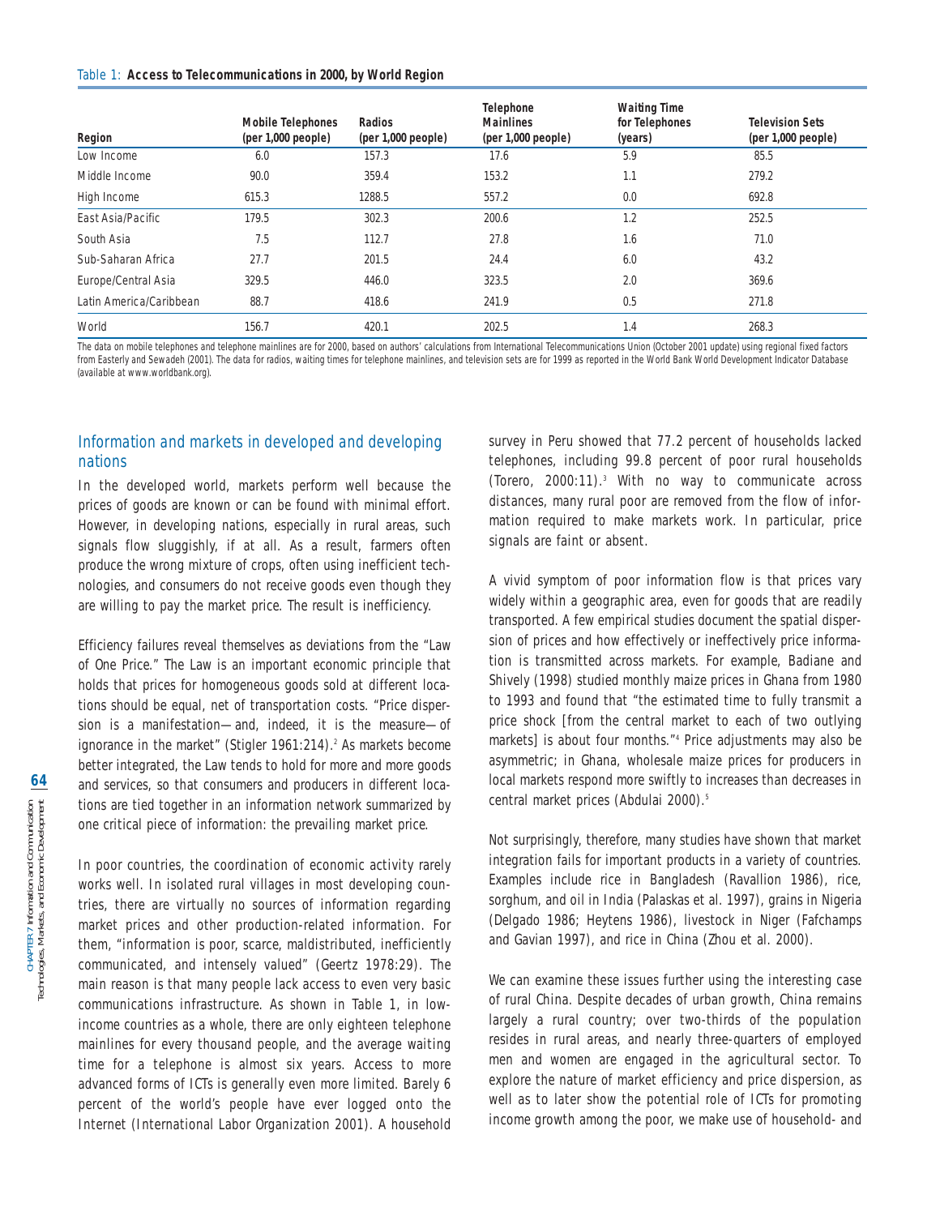Table 1: **Access to Telecommunications in 2000, by World Region**

| Region | Mobile Telephones (per 1,000 people) | Radios (per 1,000 people) | Telephone Mainlines (per 1,000 people) | Waiting Time for Telephones (years) | Television Sets (per 1,000 people) |
|---|---|---|---|---|---|
| Low Income | 6.0 | 157.3 | 17.6 | 5.9 | 85.5 |
| Middle Income | 90.0 | 359.4 | 153.2 | 1.1 | 279.2 |
| High Income | 615.3 | 1288.5 | 557.2 | 0.0 | 692.8 |
| East Asia/Pacific | 179.5 | 302.3 | 200.6 | 1.2 | 252.5 |
| South Asia | 7.5 | 112.7 | 27.8 | 1.6 | 71.0 |
| Sub-Saharan Africa | 27.7 | 201.5 | 24.4 | 6.0 | 43.2 |
| Europe/Central Asia | 329.5 | 446.0 | 323.5 | 2.0 | 369.6 |
| Latin America/Caribbean | 88.7 | 418.6 | 241.9 | 0.5 | 271.8 |
| World | 156.7 | 420.1 | 202.5 | 1.4 | 268.3 |

The data on mobile telephones and telephone mainlines are for 2000, based on authors' calculations from International Telecommunications Union (October 2001 update) using regional fixed factors from Easterly and Sewadeh (2001). The data for radios, waiting times for telephone mainlines, and television sets are for 1999 as reported in the World Bank World Development Indicator Database (available at www.worldbank.org).

## Information and markets in developed and developing nations

In the developed world, markets perform well because the prices of goods are known or can be found with minimal effort. However, in developing nations, especially in rural areas, such signals flow sluggishly, if at all. As a result, farmers often produce the wrong mixture of crops, often using inefficient technologies, and consumers do not receive goods even though they are willing to pay the market price. The result is inefficiency.

Efficiency failures reveal themselves as deviations from the "Law of One Price." The Law is an important economic principle that holds that prices for homogeneous goods sold at different locations should be equal, net of transportation costs. "Price dispersion is a manifestation—and, indeed, it is the measure—of ignorance in the market" (Stigler 1961:214).[2] As markets become better integrated, the Law tends to hold for more and more goods and services, so that consumers and producers in different locations are tied together in an information network summarized by one critical piece of information: the prevailing market price.

In poor countries, the coordination of economic activity rarely works well. In isolated rural villages in most developing countries, there are virtually no sources of information regarding market prices and other production-related information. For them, "information is poor, scarce, maldistributed, inefficiently communicated, and intensely valued" (Geertz 1978:29). The main reason is that many people lack access to even very basic communications infrastructure. As shown in Table 1, in low-income countries as a whole, there are only eighteen telephone mainlines for every thousand people, and the average waiting time for a telephone is almost six years. Access to more advanced forms of ICTs is generally even more limited. Barely 6 percent of the world's people have ever logged onto the Internet (International Labor Organization 2001). A household survey in Peru showed that 77.2 percent of households lacked telephones, including 99.8 percent of poor rural households (Torero, 2000:11).[3] With no way to communicate across distances, many rural poor are removed from the flow of information required to make markets work. In particular, price signals are faint or absent.

A vivid symptom of poor information flow is that prices vary widely within a geographic area, even for goods that are readily transported. A few empirical studies document the spatial dispersion of prices and how effectively or ineffectively price information is transmitted across markets. For example, Badiane and Shively (1998) studied monthly maize prices in Ghana from 1980 to 1993 and found that "the estimated time to fully transmit a price shock [from the central market to each of two outlying markets] is about four months."[4] Price adjustments may also be asymmetric; in Ghana, wholesale maize prices for producers in local markets respond more swiftly to increases than decreases in central market prices (Abdulai 2000).[5]

Not surprisingly, therefore, many studies have shown that market integration fails for important products in a variety of countries. Examples include rice in Bangladesh (Ravallion 1986), rice, sorghum, and oil in India (Palaskas et al. 1997), grains in Nigeria (Delgado 1986; Heytens 1986), livestock in Niger (Fafchamps and Gavian 1997), and rice in China (Zhou et al. 2000).

We can examine these issues further using the interesting case of rural China. Despite decades of urban growth, China remains largely a rural country; over two-thirds of the population resides in rural areas, and nearly three-quarters of employed men and women are engaged in the agricultural sector. To explore the nature of market efficiency and price dispersion, as well as to later show the potential role of ICTs for promoting income growth among the poor, we make use of household- and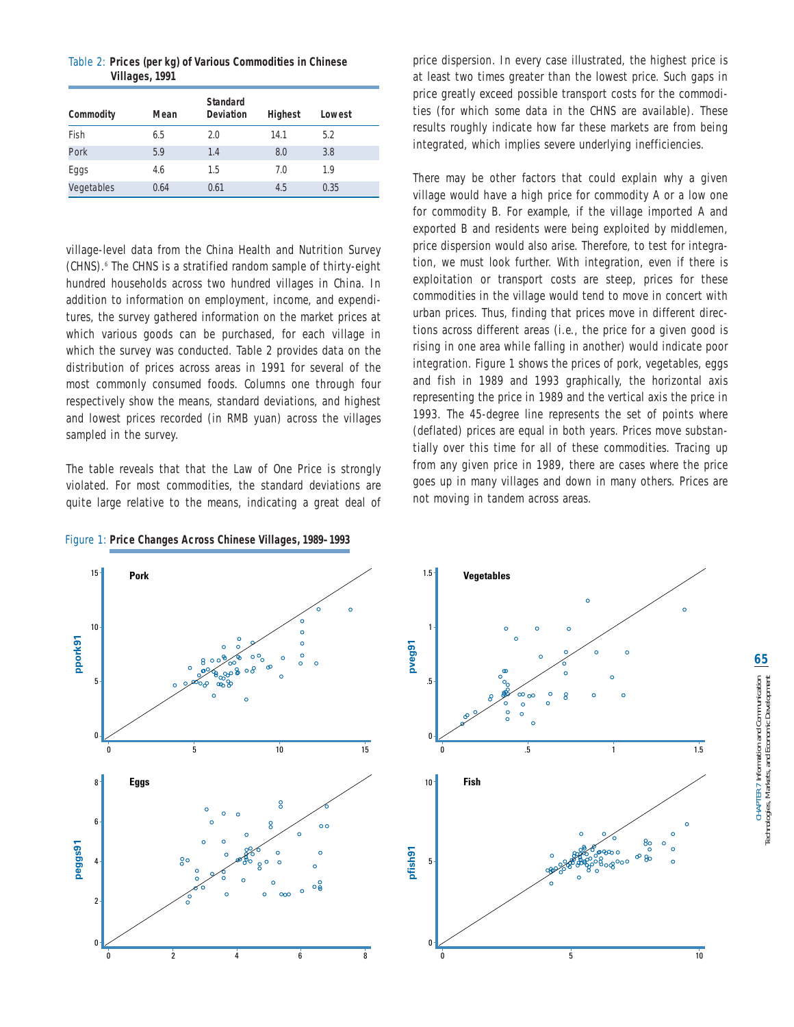Table 2: **Prices (per kg) of Various Commodities in Chinese Villages, 1991**

| Commodity | Mean | Standard Deviation | Highest | Lowest |
|---|---|---|---|---|
| Fish | 6.5 | 2.0 | 14.1 | 5.2 |
| Pork | 5.9 | 1.4 | 8.0 | 3.8 |
| Eggs | 4.6 | 1.5 | 7.0 | 1.9 |
| Vegetables | 0.64 | 0.61 | 4.5 | 0.35 |

village-level data from the China Health and Nutrition Survey (CHNS).[6] The CHNS is a stratified random sample of thirty-eight hundred households across two hundred villages in China. In addition to information on employment, income, and expenditures, the survey gathered information on the market prices at which various goods can be purchased, for each village in which the survey was conducted. Table 2 provides data on the distribution of prices across areas in 1991 for several of the most commonly consumed foods. Columns one through four respectively show the means, standard deviations, and highest and lowest prices recorded (in RMB yuan) across the villages sampled in the survey.

The table reveals that that the Law of One Price is strongly violated. For most commodities, the standard deviations are quite large relative to the means, indicating a great deal of price dispersion. In every case illustrated, the highest price is at least two times greater than the lowest price. Such gaps in price greatly exceed possible transport costs for the commodities (for which some data in the CHNS are available). These results roughly indicate how far these markets are from being integrated, which implies severe underlying inefficiencies.

There may be other factors that could explain why a given village would have a high price for commodity A or a low one for commodity B. For example, if the village imported A and exported B and residents were being exploited by middlemen, price dispersion would also arise. Therefore, to test for integration, we must look further. With integration, even if there is exploitation or transport costs are steep, prices for these commodities in the village would tend to move in concert with urban prices. Thus, finding that prices move in different directions across different areas (i.e., the price for a given good is rising in one area while falling in another) would indicate poor integration. Figure 1 shows the prices of pork, vegetables, eggs and fish in 1989 and 1993 graphically, the horizontal axis representing the price in 1989 and the vertical axis the price in 1993. The 45-degree line represents the set of points where (deflated) prices are equal in both years. Prices move substantially over this time for all of these commodities. Tracing up from any given price in 1989, there are cases where the price goes up in many villages and down in many others. Prices are not moving in tandem across areas.

Figure 1: **Price Changes Across Chinese Villages, 1989–1993**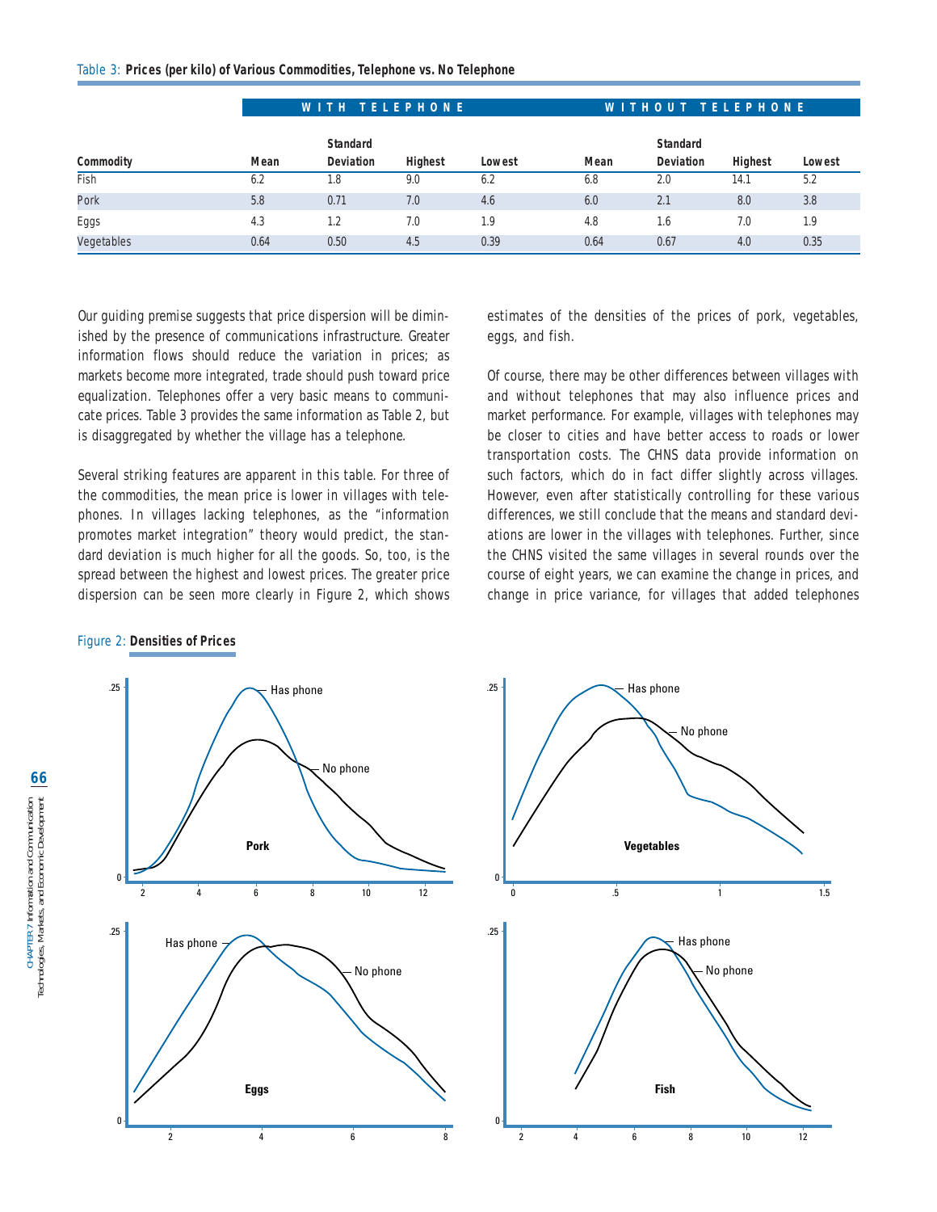Table 3: **Prices (per kilo) of Various Commodities, Telephone vs. No Telephone**

| | WITH TELEPHONE | | | | WITHOUT TELEPHONE | | | |
|---|---|---|---|---|---|---|---|---|
| Commodity | Mean | Standard Deviation | Highest | Lowest | Mean | Standard Deviation | Highest | Lowest |
| Fish | 6.2 | 1.8 | 9.0 | 6.2 | 6.8 | 2.0 | 14.1 | 5.2 |
| Pork | 5.8 | 0.71 | 7.0 | 4.6 | 6.0 | 2.1 | 8.0 | 3.8 |
| Eggs | 4.3 | 1.2 | 7.0 | 1.9 | 4.8 | 1.6 | 7.0 | 1.9 |
| Vegetables | 0.64 | 0.50 | 4.5 | 0.39 | 0.64 | 0.67 | 4.0 | 0.35 |

Our guiding premise suggests that price dispersion will be diminished by the presence of communications infrastructure. Greater information flows should reduce the variation in prices; as markets become more integrated, trade should push toward price equalization. Telephones offer a very basic means to communicate prices. Table 3 provides the same information as Table 2, but is disaggregated by whether the village has a telephone.

Several striking features are apparent in this table. For three of the commodities, the mean price is lower in villages with telephones. In villages lacking telephones, as the "information promotes market integration" theory would predict, the standard deviation is much higher for all the goods. So, too, is the spread between the highest and lowest prices. The greater price dispersion can be seen more clearly in Figure 2, which shows estimates of the densities of the prices of pork, vegetables, eggs, and fish.

Of course, there may be other differences between villages with and without telephones that may also influence prices and market performance. For example, villages with telephones may be closer to cities and have better access to roads or lower transportation costs. The CHNS data provide information on such factors, which do in fact differ slightly across villages. However, even after statistically controlling for these various differences, we still conclude that the means and standard deviations are lower in the villages with telephones. Further, since the CHNS visited the same villages in several rounds over the course of eight years, we can examine the change in prices, and change in price variance, for villages that added telephones

Figure 2: **Densities of Prices**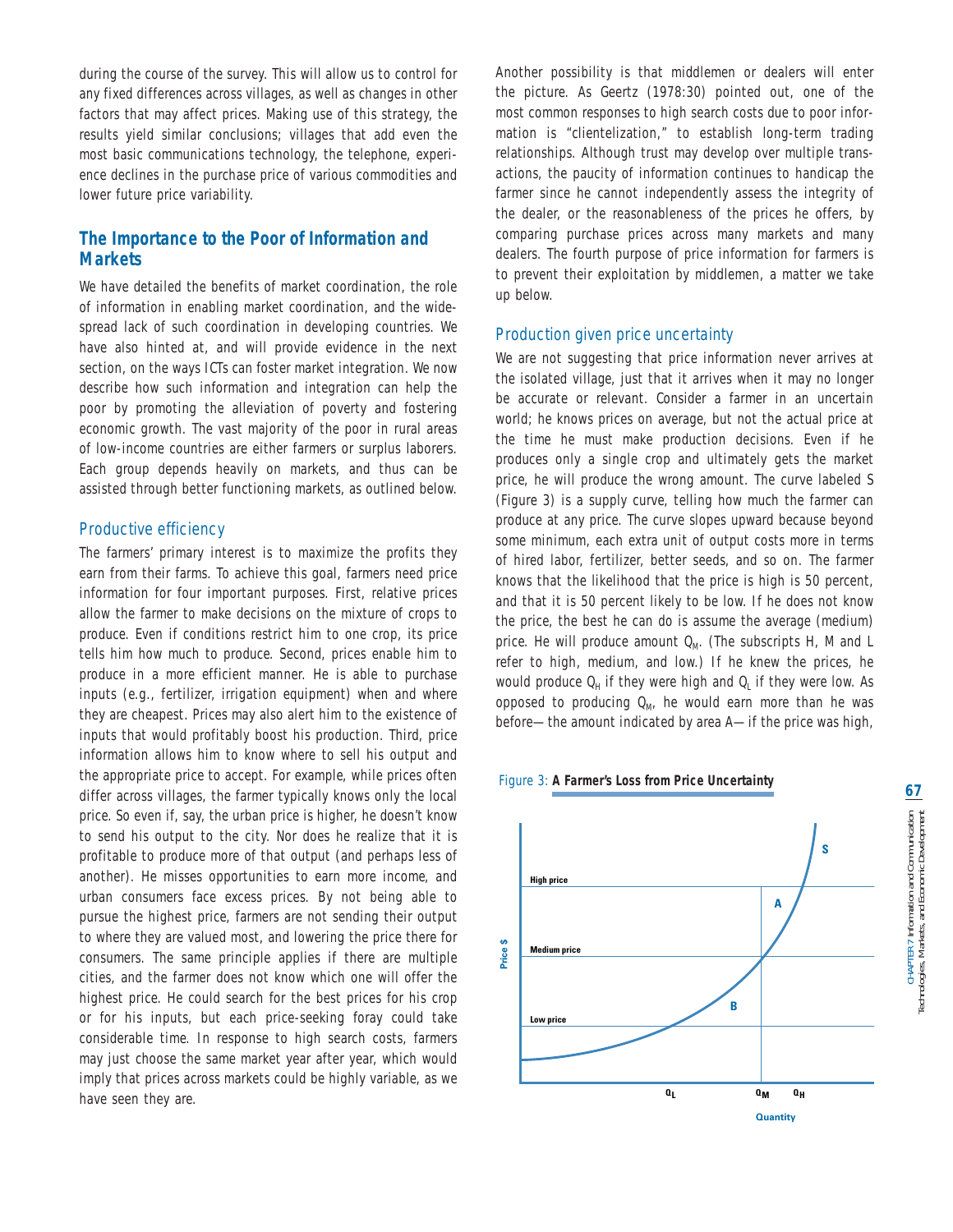during the course of the survey. This will allow us to control for any fixed differences across villages, as well as changes in other factors that may affect prices. Making use of this strategy, the results yield similar conclusions; villages that add even the most basic communications technology, the telephone, experience declines in the purchase price of various commodities and lower future price variability.

## The Importance to the Poor of Information and Markets

We have detailed the benefits of market coordination, the role of information in enabling market coordination, and the widespread lack of such coordination in developing countries. We have also hinted at, and will provide evidence in the next section, on the ways ICTs can foster market integration. We now describe how such information and integration can help the poor by promoting the alleviation of poverty and fostering economic growth. The vast majority of the poor in rural areas of low-income countries are either farmers or surplus laborers. Each group depends heavily on markets, and thus can be assisted through better functioning markets, as outlined below.

### Productive efficiency

The farmers' primary interest is to maximize the profits they earn from their farms. To achieve this goal, farmers need price information for four important purposes. First, relative prices allow the farmer to make decisions on the mixture of crops to produce. Even if conditions restrict him to one crop, its price tells him how much to produce. Second, prices enable him to produce in a more efficient manner. He is able to purchase inputs (e.g., fertilizer, irrigation equipment) when and where they are cheapest. Prices may also alert him to the existence of inputs that would profitably boost his production. Third, price information allows him to know where to sell his output and the appropriate price to accept. For example, while prices often differ across villages, the farmer typically knows only the local price. So even if, say, the urban price is higher, he doesn't know to send his output to the city. Nor does he realize that it is profitable to produce more of that output (and perhaps less of another). He misses opportunities to earn more income, and urban consumers face excess prices. By not being able to pursue the highest price, farmers are not sending their output to where they are valued most, and lowering the price there for consumers. The same principle applies if there are multiple cities, and the farmer does not know which one will offer the highest price. He could search for the best prices for his crop or for his inputs, but each price-seeking foray could take considerable time. In response to high search costs, farmers may just choose the same market year after year, which would imply that prices across markets could be highly variable, as we have seen they are.

Another possibility is that middlemen or dealers will enter the picture. As Geertz (1978:30) pointed out, one of the most common responses to high search costs due to poor information is "clientelization," to establish long-term trading relationships. Although trust may develop over multiple transactions, the paucity of information continues to handicap the farmer since he cannot independently assess the integrity of the dealer, or the reasonableness of the prices he offers, by comparing purchase prices across many markets and many dealers. The fourth purpose of price information for farmers is to prevent their exploitation by middlemen, a matter we take up below.

### Production given price uncertainty

We are not suggesting that price information never arrives at the isolated village, just that it arrives when it may no longer be accurate or relevant. Consider a farmer in an uncertain world; he knows prices on average, but not the actual price at the time he must make production decisions. Even if he produces only a single crop and ultimately gets the market price, he will produce the wrong amount. The curve labeled S (Figure 3) is a supply curve, telling how much the farmer can produce at any price. The curve slopes upward because beyond some minimum, each extra unit of output costs more in terms of hired labor, fertilizer, better seeds, and so on. The farmer knows that the likelihood that the price is high is 50 percent, and that it is 50 percent likely to be low. If he does not know the price, the best he can do is assume the average (medium) price. He will produce amount $Q_M$. (The subscripts H, M and L refer to high, medium, and low.) If he knew the prices, he would produce $Q_H$ if they were high and $Q_L$ if they were low. As opposed to producing $Q_M$, he would earn more than he was before—the amount indicated by area A—if the price was high,

Figure 3: **A Farmer's Loss from Price Uncertainty**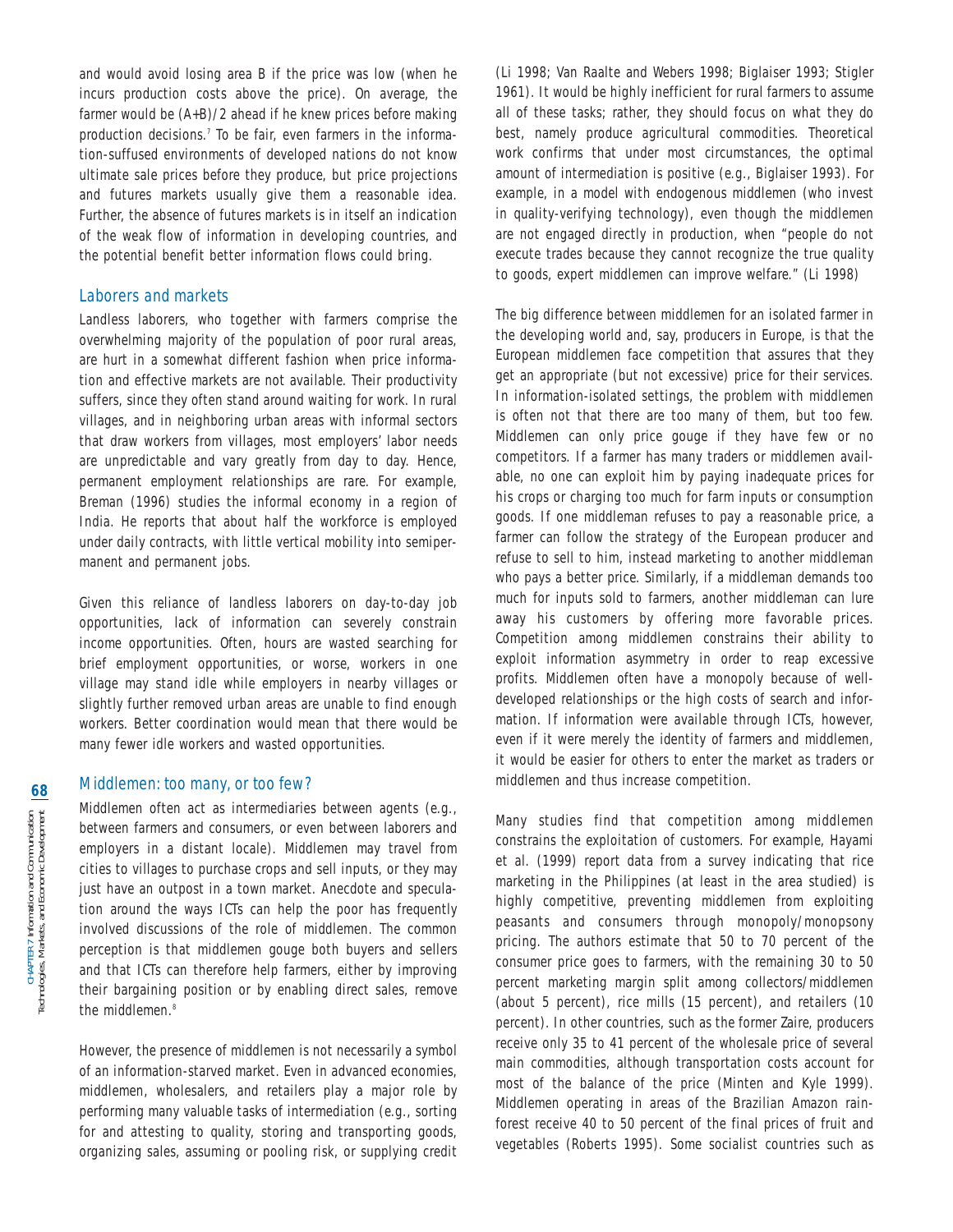and would avoid losing area B if the price was low (when he incurs production costs above the price). On average, the farmer would be (A+B)/2 ahead if he knew prices before making production decisions.[7] To be fair, even farmers in the information-suffused environments of developed nations do not know ultimate sale prices before they produce, but price projections and futures markets usually give them a reasonable idea. Further, the absence of futures markets is in itself an indication of the weak flow of information in developing countries, and the potential benefit better information flows could bring.

### Laborers and markets

Landless laborers, who together with farmers comprise the overwhelming majority of the population of poor rural areas, are hurt in a somewhat different fashion when price information and effective markets are not available. Their productivity suffers, since they often stand around waiting for work. In rural villages, and in neighboring urban areas with informal sectors that draw workers from villages, most employers' labor needs are unpredictable and vary greatly from day to day. Hence, permanent employment relationships are rare. For example, Breman (1996) studies the informal economy in a region of India. He reports that about half the workforce is employed under daily contracts, with little vertical mobility into semipermanent and permanent jobs.

Given this reliance of landless laborers on day-to-day job opportunities, lack of information can severely constrain income opportunities. Often, hours are wasted searching for brief employment opportunities, or worse, workers in one village may stand idle while employers in nearby villages or slightly further removed urban areas are unable to find enough workers. Better coordination would mean that there would be many fewer idle workers and wasted opportunities.

### Middlemen: too many, or too few?

Middlemen often act as intermediaries between agents (e.g., between farmers and consumers, or even between laborers and employers in a distant locale). Middlemen may travel from cities to villages to purchase crops and sell inputs, or they may just have an outpost in a town market. Anecdote and speculation around the ways ICTs can help the poor has frequently involved discussions of the role of middlemen. The common perception is that middlemen gouge both buyers and sellers and that ICTs can therefore help farmers, either by improving their bargaining position or by enabling direct sales, remove the middlemen.[8]

However, the presence of middlemen is not necessarily a symbol of an information-starved market. Even in advanced economies, middlemen, wholesalers, and retailers play a major role by performing many valuable tasks of intermediation (e.g., sorting for and attesting to quality, storing and transporting goods, organizing sales, assuming or pooling risk, or supplying credit (Li 1998; Van Raalte and Webers 1998; Biglaiser 1993; Stigler 1961). It would be highly inefficient for rural farmers to assume all of these tasks; rather, they should focus on what they do best, namely produce agricultural commodities. Theoretical work confirms that under most circumstances, the optimal amount of intermediation is positive (e.g., Biglaiser 1993). For example, in a model with endogenous middlemen (who invest in quality-verifying technology), even though the middlemen are not engaged directly in production, when "people do not execute trades because they cannot recognize the true quality to goods, expert middlemen can improve welfare." (Li 1998)

The big difference between middlemen for an isolated farmer in the developing world and, say, producers in Europe, is that the European middlemen face competition that assures that they get an appropriate (but not excessive) price for their services. In information-isolated settings, the problem with middlemen is often not that there are too many of them, but too few. Middlemen can only price gouge if they have few or no competitors. If a farmer has many traders or middlemen available, no one can exploit him by paying inadequate prices for his crops or charging too much for farm inputs or consumption goods. If one middleman refuses to pay a reasonable price, a farmer can follow the strategy of the European producer and refuse to sell to him, instead marketing to another middleman who pays a better price. Similarly, if a middleman demands too much for inputs sold to farmers, another middleman can lure away his customers by offering more favorable prices. Competition among middlemen constrains their ability to exploit information asymmetry in order to reap excessive profits. Middlemen often have a monopoly because of well-developed relationships or the high costs of search and information. If information were available through ICTs, however, even if it were merely the identity of farmers and middlemen, it would be easier for others to enter the market as traders or middlemen and thus increase competition.

Many studies find that competition among middlemen constrains the exploitation of customers. For example, Hayami et al. (1999) report data from a survey indicating that rice marketing in the Philippines (at least in the area studied) is highly competitive, preventing middlemen from exploiting peasants and consumers through monopoly/monopsony pricing. The authors estimate that 50 to 70 percent of the consumer price goes to farmers, with the remaining 30 to 50 percent marketing margin split among collectors/middlemen (about 5 percent), rice mills (15 percent), and retailers (10 percent). In other countries, such as the former Zaire, producers receive only 35 to 41 percent of the wholesale price of several main commodities, although transportation costs account for most of the balance of the price (Minten and Kyle 1999). Middlemen operating in areas of the Brazilian Amazon rainforest receive 40 to 50 percent of the final prices of fruit and vegetables (Roberts 1995). Some socialist countries such as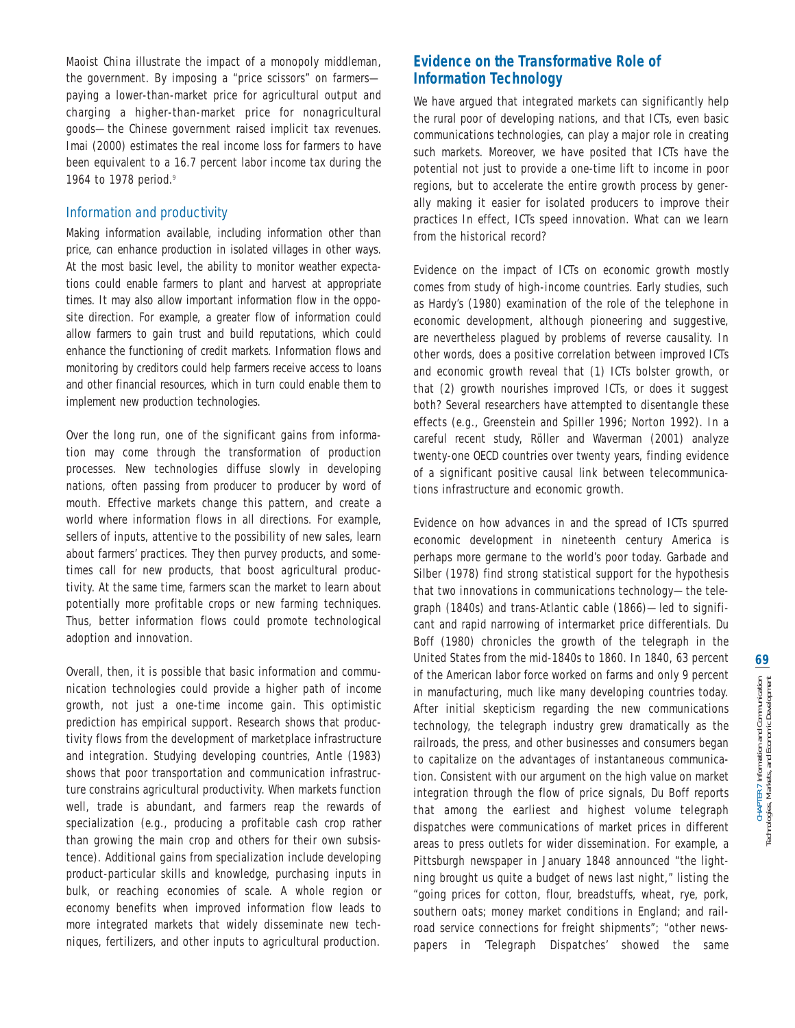Maoist China illustrate the impact of a monopoly middleman, the government. By imposing a "price scissors" on farmers—paying a lower-than-market price for agricultural output and charging a higher-than-market price for nonagricultural goods—the Chinese government raised implicit tax revenues. Imai (2000) estimates the real income loss for farmers to have been equivalent to a 16.7 percent labor income tax during the 1964 to 1978 period.[9]

### *Information and productivity*

Making information available, including information other than price, can enhance production in isolated villages in other ways. At the most basic level, the ability to monitor weather expectations could enable farmers to plant and harvest at appropriate times. It may also allow important information flow in the opposite direction. For example, a greater flow of information could allow farmers to gain trust and build reputations, which could enhance the functioning of credit markets. Information flows and monitoring by creditors could help farmers receive access to loans and other financial resources, which in turn could enable them to implement new production technologies.

Over the long run, one of the significant gains from information may come through the transformation of production processes. New technologies diffuse slowly in developing nations, often passing from producer to producer by word of mouth. Effective markets change this pattern, and create a world where information flows in all directions. For example, sellers of inputs, attentive to the possibility of new sales, learn about farmers' practices. They then purvey products, and sometimes call for new products, that boost agricultural productivity. At the same time, farmers scan the market to learn about potentially more profitable crops or new farming techniques. Thus, better information flows could promote technological adoption and innovation.

Overall, then, it is possible that basic information and communication technologies could provide a higher path of income growth, not just a one-time income gain. This optimistic prediction has empirical support. Research shows that productivity flows from the development of marketplace infrastructure and integration. Studying developing countries, Antle (1983) shows that poor transportation and communication infrastructure constrains agricultural productivity. When markets function well, trade is abundant, and farmers reap the rewards of specialization (e.g., producing a profitable cash crop rather than growing the main crop and others for their own subsistence). Additional gains from specialization include developing product-particular skills and knowledge, purchasing inputs in bulk, or reaching economies of scale. A whole region or economy benefits when improved information flow leads to more integrated markets that widely disseminate new techniques, fertilizers, and other inputs to agricultural production.

## Evidence on the Transformative Role of Information Technology

We have argued that integrated markets can significantly help the rural poor of developing nations, and that ICTs, even basic communications technologies, can play a major role in creating such markets. Moreover, we have posited that ICTs have the potential not just to provide a one-time lift to income in poor regions, but to accelerate the entire growth process by generally making it easier for isolated producers to improve their practices In effect, ICTs speed innovation. What can we learn from the historical record?

Evidence on the impact of ICTs on economic growth mostly comes from study of high-income countries. Early studies, such as Hardy's (1980) examination of the role of the telephone in economic development, although pioneering and suggestive, are nevertheless plagued by problems of reverse causality. In other words, does a positive correlation between improved ICTs and economic growth reveal that (1) ICTs bolster growth, or that (2) growth nourishes improved ICTs, or does it suggest both? Several researchers have attempted to disentangle these effects (e.g., Greenstein and Spiller 1996; Norton 1992). In a careful recent study, Röller and Waverman (2001) analyze twenty-one OECD countries over twenty years, finding evidence of a significant positive causal link between telecommunications infrastructure and economic growth.

Evidence on how advances in and the spread of ICTs spurred economic development in nineteenth century America is perhaps more germane to the world's poor today. Garbade and Silber (1978) find strong statistical support for the hypothesis that two innovations in communications technology—the telegraph (1840s) and trans-Atlantic cable (1866)—led to significant and rapid narrowing of intermarket price differentials. Du Boff (1980) chronicles the growth of the telegraph in the United States from the mid-1840s to 1860. In 1840, 63 percent of the American labor force worked on farms and only 9 percent in manufacturing, much like many developing countries today. After initial skepticism regarding the new communications technology, the telegraph industry grew dramatically as the railroads, the press, and other businesses and consumers began to capitalize on the advantages of instantaneous communication. Consistent with our argument on the high value on market integration through the flow of price signals, Du Boff reports that among the earliest and highest volume telegraph dispatches were communications of market prices in different areas to press outlets for wider dissemination. For example, a Pittsburgh newspaper in January 1848 announced "the lightning brought us quite a budget of news last night," listing the "going prices for cotton, flour, breadstuffs, wheat, rye, pork, southern oats; money market conditions in England; and railroad service connections for freight shipments"; "other newspapers in 'Telegraph Dispatches' showed the same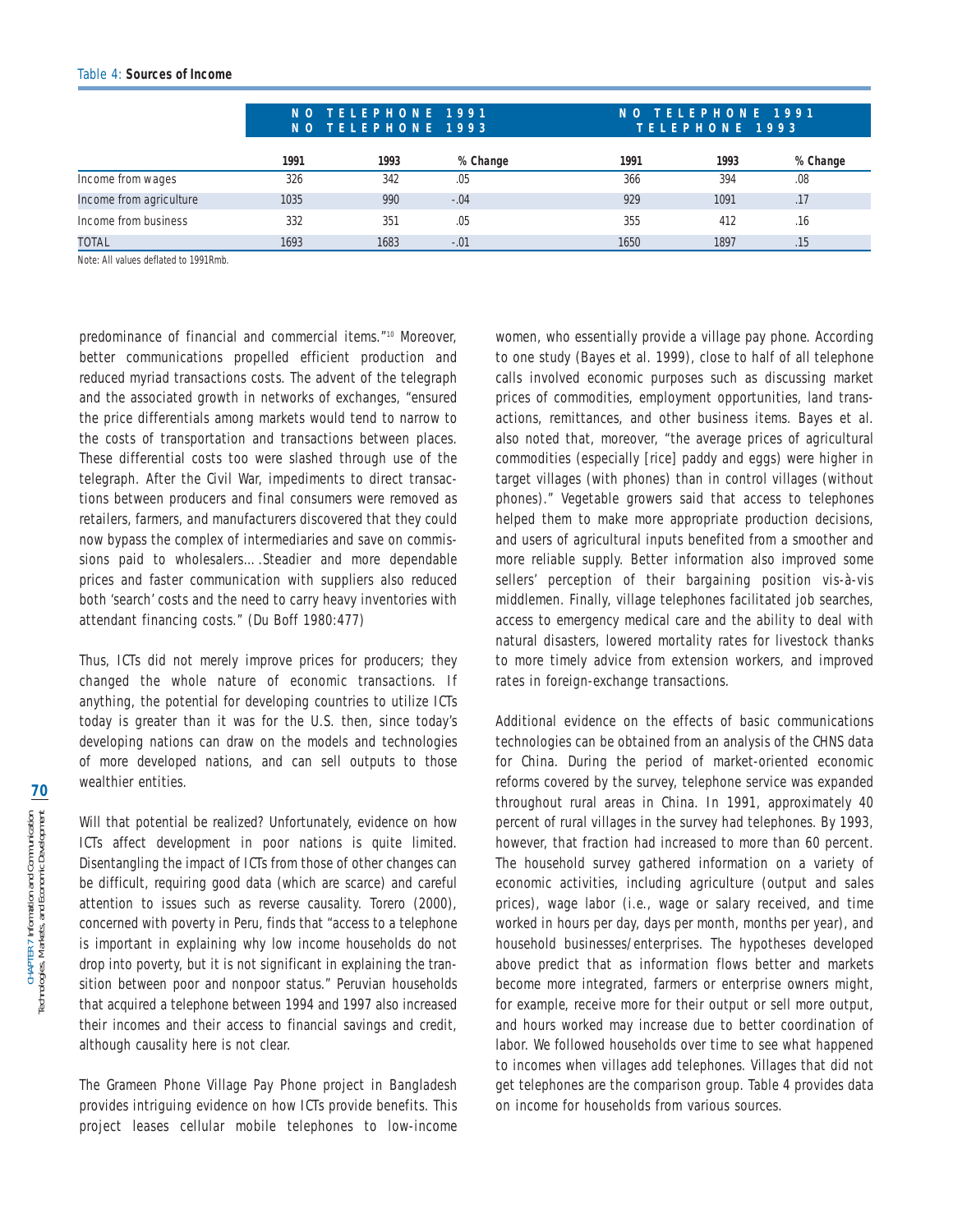Table 4: **Sources of Income**

| | NO TELEPHONE 1991 NO TELEPHONE 1993 | | | NO TELEPHONE 1991 TELEPHONE 1993 | | |
|---|---|---|---|---|---|---|
| | 1991 | 1993 | % Change | 1991 | 1993 | % Change |
| Income from wages | 326 | 342 | .05 | 366 | 394 | .08 |
| Income from agriculture | 1035 | 990 | -.04 | 929 | 1091 | .17 |
| Income from business | 332 | 351 | .05 | 355 | 412 | .16 |
| TOTAL | 1693 | 1683 | -.01 | 1650 | 1897 | .15 |

Note: All values deflated to 1991Rmb.

predominance of financial and commercial items."[10] Moreover, better communications propelled efficient production and reduced myriad transactions costs. The advent of the telegraph and the associated growth in networks of exchanges, "ensured the price differentials among markets would tend to narrow to the costs of transportation and transactions between places. These differential costs too were slashed through use of the telegraph. After the Civil War, impediments to direct transactions between producers and final consumers were removed as retailers, farmers, and manufacturers discovered that they could now bypass the complex of intermediaries and save on commissions paid to wholesalers….Steadier and more dependable prices and faster communication with suppliers also reduced both 'search' costs and the need to carry heavy inventories with attendant financing costs." (Du Boff 1980:477)

Thus, ICTs did not merely improve prices for producers; they changed the whole nature of economic transactions. If anything, the potential for developing countries to utilize ICTs today is greater than it was for the U.S. then, since today's developing nations can draw on the models and technologies of more developed nations, and can sell outputs to those wealthier entities.

Will that potential be realized? Unfortunately, evidence on how ICTs affect development in poor nations is quite limited. Disentangling the impact of ICTs from those of other changes can be difficult, requiring good data (which are scarce) and careful attention to issues such as reverse causality. Torero (2000), concerned with poverty in Peru, finds that "access to a telephone is important in explaining why low income households do not drop into poverty, but it is not significant in explaining the transition between poor and nonpoor status." Peruvian households that acquired a telephone between 1994 and 1997 also increased their incomes and their access to financial savings and credit, although causality here is not clear.

The Grameen Phone Village Pay Phone project in Bangladesh provides intriguing evidence on how ICTs provide benefits. This project leases cellular mobile telephones to low-income women, who essentially provide a village pay phone. According to one study (Bayes et al. 1999), close to half of all telephone calls involved economic purposes such as discussing market prices of commodities, employment opportunities, land transactions, remittances, and other business items. Bayes et al. also noted that, moreover, "the average prices of agricultural commodities (especially [rice] paddy and eggs) were higher in target villages (with phones) than in control villages (without phones)." Vegetable growers said that access to telephones helped them to make more appropriate production decisions, and users of agricultural inputs benefited from a smoother and more reliable supply. Better information also improved some sellers' perception of their bargaining position vis-à-vis middlemen. Finally, village telephones facilitated job searches, access to emergency medical care and the ability to deal with natural disasters, lowered mortality rates for livestock thanks to more timely advice from extension workers, and improved rates in foreign-exchange transactions.

Additional evidence on the effects of basic communications technologies can be obtained from an analysis of the CHNS data for China. During the period of market-oriented economic reforms covered by the survey, telephone service was expanded throughout rural areas in China. In 1991, approximately 40 percent of rural villages in the survey had telephones. By 1993, however, that fraction had increased to more than 60 percent. The household survey gathered information on a variety of economic activities, including agriculture (output and sales prices), wage labor (i.e., wage or salary received, and time worked in hours per day, days per month, months per year), and household businesses/enterprises. The hypotheses developed above predict that as information flows better and markets become more integrated, farmers or enterprise owners might, for example, receive more for their output or sell more output, and hours worked may increase due to better coordination of labor. We followed households over time to see what happened to incomes when villages add telephones. Villages that did not get telephones are the comparison group. Table 4 provides data on income for households from various sources.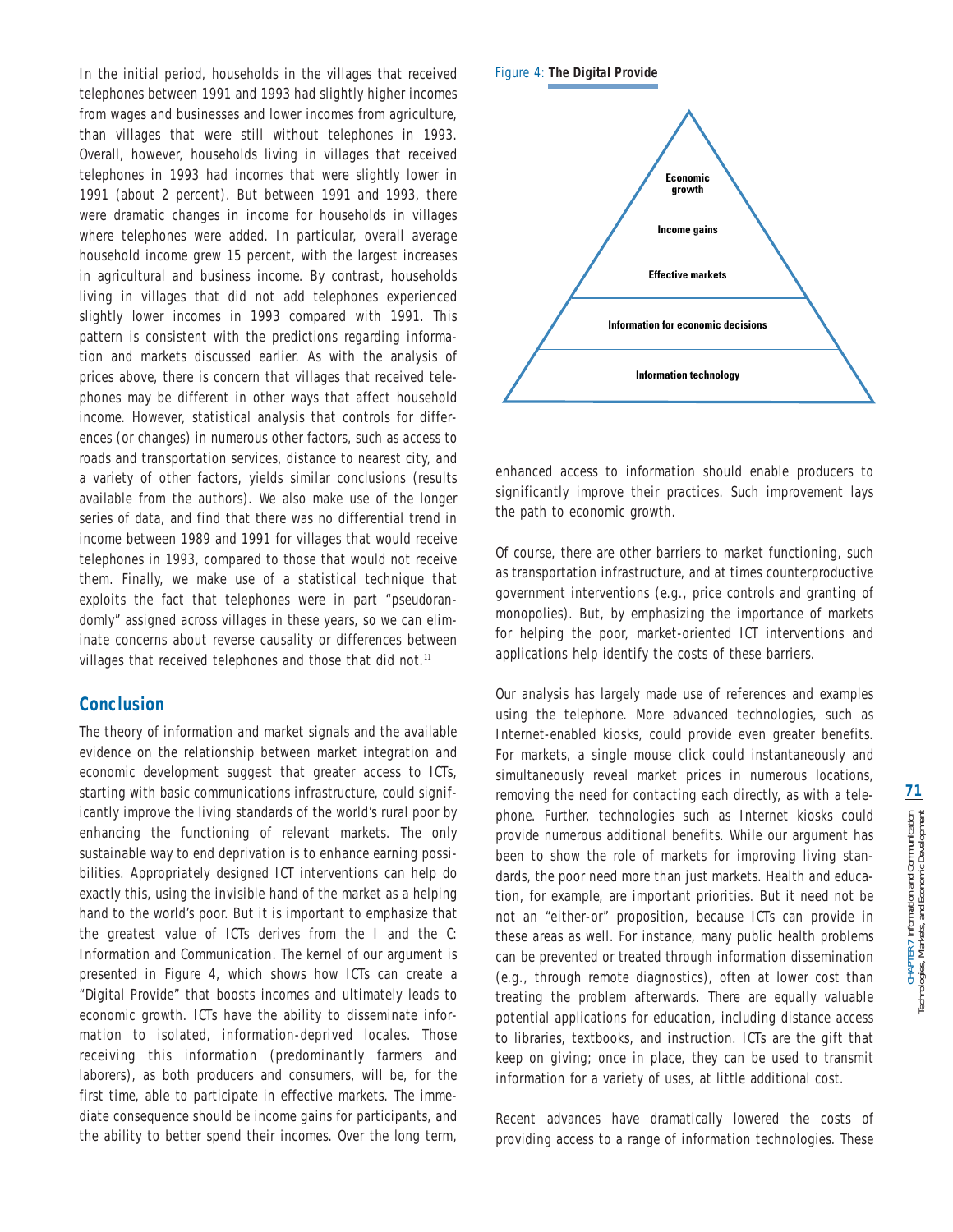In the initial period, households in the villages that received telephones between 1991 and 1993 had slightly higher incomes from wages and businesses and lower incomes from agriculture, than villages that were still without telephones in 1993. Overall, however, households living in villages that received telephones in 1993 had incomes that were slightly lower in 1991 (about 2 percent). But between 1991 and 1993, there were dramatic changes in income for households in villages where telephones were added. In particular, overall average household income grew 15 percent, with the largest increases in agricultural and business income. By contrast, households living in villages that did not add telephones experienced slightly lower incomes in 1993 compared with 1991. This pattern is consistent with the predictions regarding information and markets discussed earlier. As with the analysis of prices above, there is concern that villages that received telephones may be different in other ways that affect household income. However, statistical analysis that controls for differences (or changes) in numerous other factors, such as access to roads and transportation services, distance to nearest city, and a variety of other factors, yields similar conclusions (results available from the authors). We also make use of the longer series of data, and find that there was no differential trend in income between 1989 and 1991 for villages that would receive telephones in 1993, compared to those that would not receive them. Finally, we make use of a statistical technique that exploits the fact that telephones were in part "pseudorandomly" assigned across villages in these years, so we can eliminate concerns about reverse causality or differences between villages that received telephones and those that did not.[11]

## Conclusion

The theory of information and market signals and the available evidence on the relationship between market integration and economic development suggest that greater access to ICTs, starting with basic communications infrastructure, could significantly improve the living standards of the world's rural poor by enhancing the functioning of relevant markets. The only sustainable way to end deprivation is to enhance earning possibilities. Appropriately designed ICT interventions can help do exactly this, using the invisible hand of the market as a helping hand to the world's poor. But it is important to emphasize that the greatest value of ICTs derives from the I and the C: Information and Communication. The kernel of our argument is presented in Figure 4, which shows how ICTs can create a "Digital Provide" that boosts incomes and ultimately leads to economic growth. ICTs have the ability to disseminate information to isolated, information-deprived locales. Those receiving this information (predominantly farmers and laborers), as both producers and consumers, will be, for the first time, able to participate in effective markets. The immediate consequence should be income gains for participants, and the ability to better spend their incomes. Over the long term,

Figure 4: **The Digital Provide**

| Figure 4 levels (top to bottom) |
| --- |
| Economic growth |
| Income gains |
| Effective markets |
| Information for economic decisions |
| Information technology |

enhanced access to information should enable producers to significantly improve their practices. Such improvement lays the path to economic growth.

Of course, there are other barriers to market functioning, such as transportation infrastructure, and at times counterproductive government interventions (e.g., price controls and granting of monopolies). But, by emphasizing the importance of markets for helping the poor, market-oriented ICT interventions and applications help identify the costs of these barriers.

Our analysis has largely made use of references and examples using the telephone. More advanced technologies, such as Internet-enabled kiosks, could provide even greater benefits. For markets, a single mouse click could instantaneously and simultaneously reveal market prices in numerous locations, removing the need for contacting each directly, as with a telephone. Further, technologies such as Internet kiosks could provide numerous additional benefits. While our argument has been to show the role of markets for improving living standards, the poor need more than just markets. Health and education, for example, are important priorities. But it need not be not an "either-or" proposition, because ICTs can provide in these areas as well. For instance, many public health problems can be prevented or treated through information dissemination (e.g., through remote diagnostics), often at lower cost than treating the problem afterwards. There are equally valuable potential applications for education, including distance access to libraries, textbooks, and instruction. ICTs are the gift that keep on giving; once in place, they can be used to transmit information for a variety of uses, at little additional cost.

Recent advances have dramatically lowered the costs of providing access to a range of information technologies. These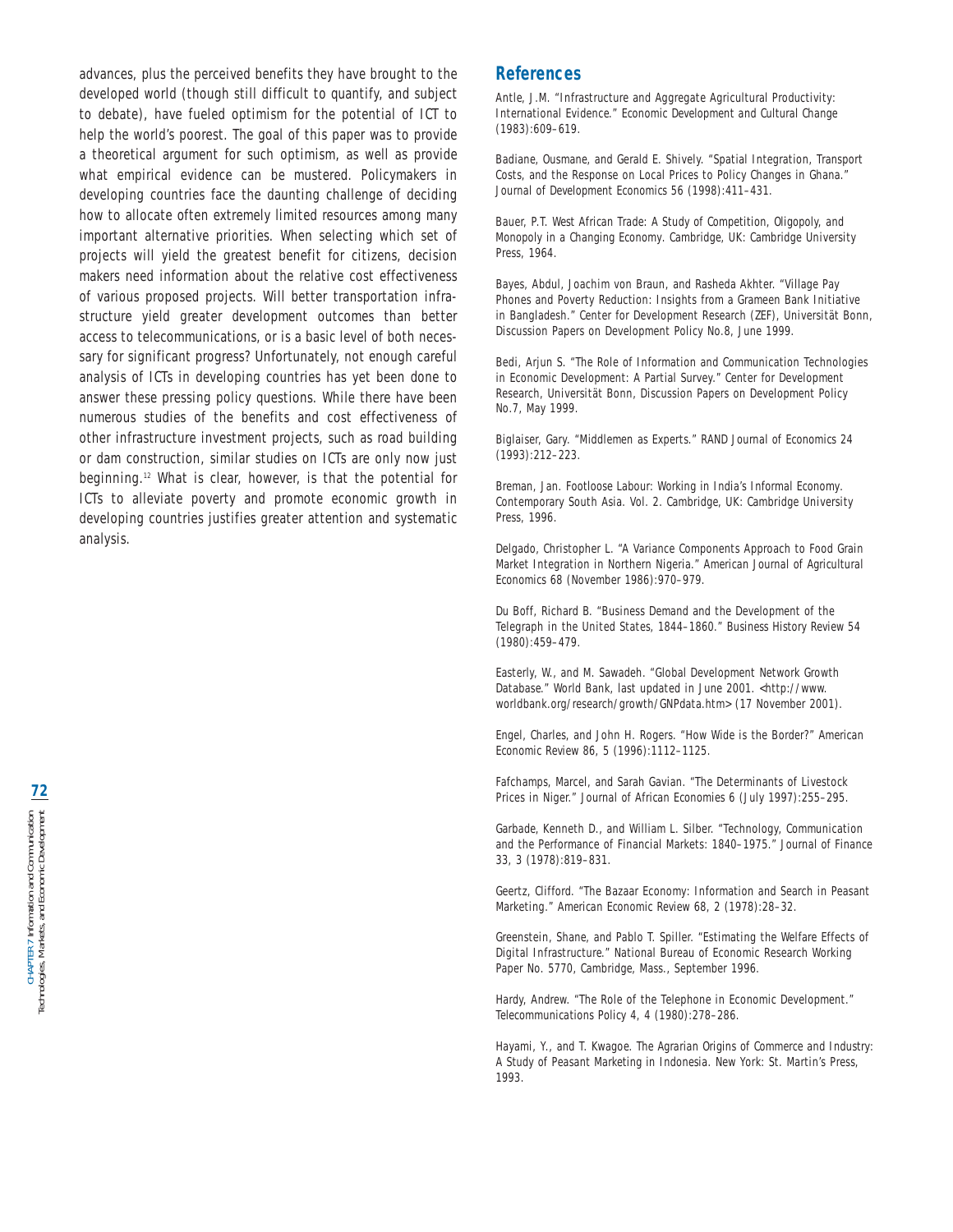advances, plus the perceived benefits they have brought to the developed world (though still difficult to quantify, and subject to debate), have fueled optimism for the potential of ICT to help the world's poorest. The goal of this paper was to provide a theoretical argument for such optimism, as well as provide what empirical evidence can be mustered. Policymakers in developing countries face the daunting challenge of deciding how to allocate often extremely limited resources among many important alternative priorities. When selecting which set of projects will yield the greatest benefit for citizens, decision makers need information about the relative cost effectiveness of various proposed projects. Will better transportation infrastructure yield greater development outcomes than better access to telecommunications, or is a basic level of both necessary for significant progress? Unfortunately, not enough careful analysis of ICTs in developing countries has yet been done to answer these pressing policy questions. While there have been numerous studies of the benefits and cost effectiveness of other infrastructure investment projects, such as road building or dam construction, similar studies on ICTs are only now just beginning.[12] What is clear, however, is that the potential for ICTs to alleviate poverty and promote economic growth in developing countries justifies greater attention and systematic analysis.

## References

Antle, J.M. "Infrastructure and Aggregate Agricultural Productivity: International Evidence." *Economic Development and Cultural Change* (1983):609–619.

Badiane, Ousmane, and Gerald E. Shively. "Spatial Integration, Transport Costs, and the Response on Local Prices to Policy Changes in Ghana." *Journal of Development Economics* 56 (1998):411–431.

Bauer, P.T. *West African Trade: A Study of Competition, Oligopoly, and Monopoly in a Changing Economy*. Cambridge, UK: Cambridge University Press, 1964.

Bayes, Abdul, Joachim von Braun, and Rasheda Akhter. "Village Pay Phones and Poverty Reduction: Insights from a Grameen Bank Initiative in Bangladesh." Center for Development Research (ZEF), Universität Bonn, Discussion Papers on Development Policy No.8, June 1999.

Bedi, Arjun S. "The Role of Information and Communication Technologies in Economic Development: A Partial Survey." Center for Development Research, Universität Bonn, Discussion Papers on Development Policy No.7, May 1999.

Biglaiser, Gary. "Middlemen as Experts." *RAND Journal of Economics* 24 (1993):212–223.

Breman, Jan. *Footloose Labour: Working in India's Informal Economy*. Contemporary South Asia. Vol. 2. Cambridge, UK: Cambridge University Press, 1996.

Delgado, Christopher L. "A Variance Components Approach to Food Grain Market Integration in Northern Nigeria." *American Journal of Agricultural Economics* 68 (November 1986):970–979.

Du Boff, Richard B. "Business Demand and the Development of the Telegraph in the United States, 1844–1860." *Business History Review* 54 (1980):459–479.

Easterly, W., and M. Sawadeh. "Global Development Network Growth Database." World Bank, last updated in June 2001. <http://www.worldbank.org/research/growth/GNPdata.htm> (17 November 2001).

Engel, Charles, and John H. Rogers. "How Wide is the Border?" *American Economic Review* 86, 5 (1996):1112–1125.

Fafchamps, Marcel, and Sarah Gavian. "The Determinants of Livestock Prices in Niger." *Journal of African Economies* 6 (July 1997):255–295.

Garbade, Kenneth D., and William L. Silber. "Technology, Communication and the Performance of Financial Markets: 1840–1975." *Journal of Finance* 33, 3 (1978):819–831.

Geertz, Clifford. "The Bazaar Economy: Information and Search in Peasant Marketing." *American Economic Review* 68, 2 (1978):28–32.

Greenstein, Shane, and Pablo T. Spiller. "Estimating the Welfare Effects of Digital Infrastructure." National Bureau of Economic Research Working Paper No. 5770, Cambridge, Mass., September 1996.

Hardy, Andrew. "The Role of the Telephone in Economic Development." *Telecommunications Policy* 4, 4 (1980):278–286.

Hayami, Y., and T. Kwagoe. *The Agrarian Origins of Commerce and Industry: A Study of Peasant Marketing in Indonesia*. New York: St. Martin's Press, 1993.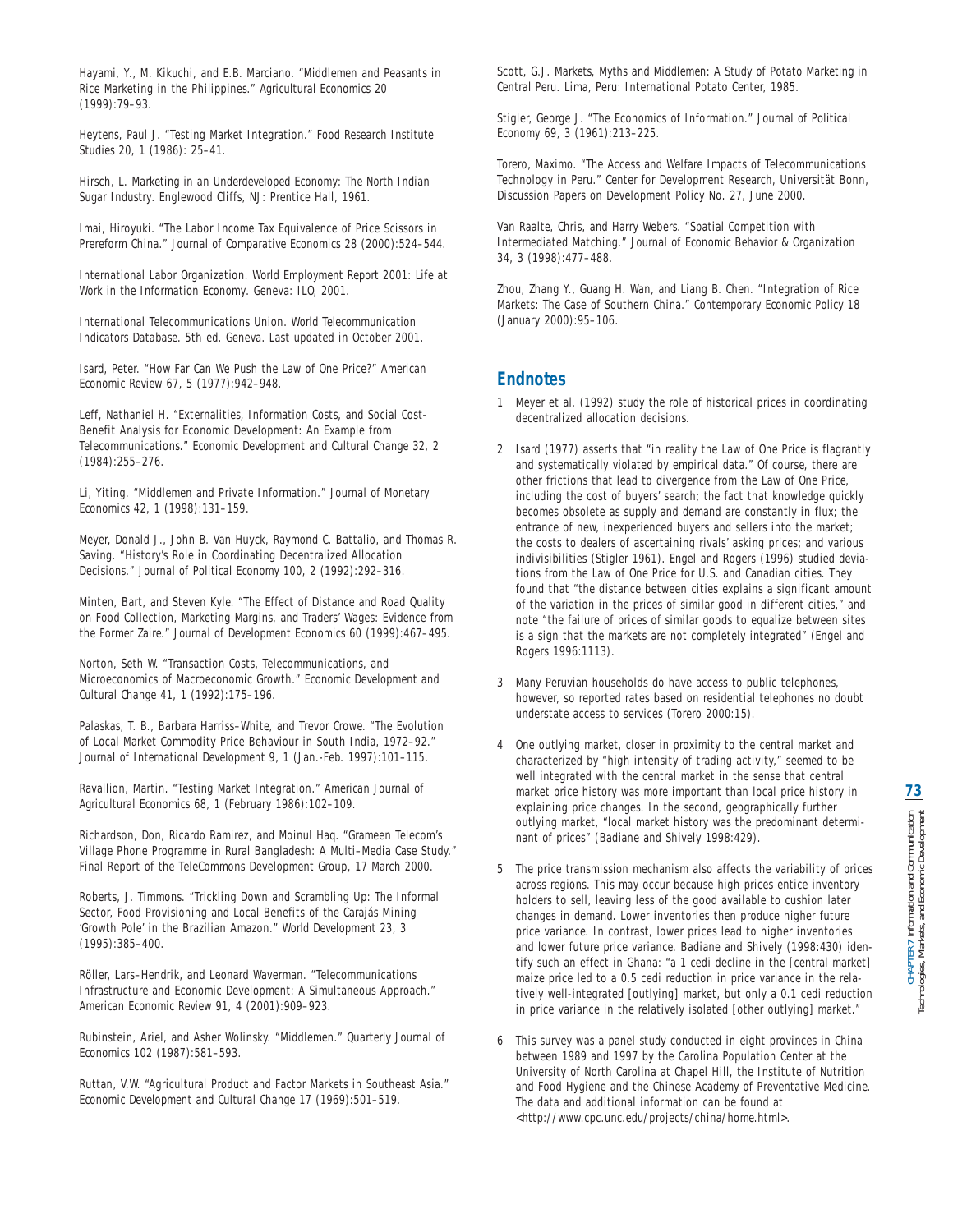Hayami, Y., M. Kikuchi, and E.B. Marciano. "Middlemen and Peasants in Rice Marketing in the Philippines." Agricultural Economics 20 (1999):79–93.

Heytens, Paul J. "Testing Market Integration." Food Research Institute Studies 20, 1 (1986): 25–41.

Hirsch, L. Marketing in an Underdeveloped Economy: The North Indian Sugar Industry. Englewood Cliffs, NJ: Prentice Hall, 1961.

Imai, Hiroyuki. "The Labor Income Tax Equivalence of Price Scissors in Prereform China." Journal of Comparative Economics 28 (2000):524–544.

International Labor Organization. World Employment Report 2001: Life at Work in the Information Economy. Geneva: ILO, 2001.

International Telecommunications Union. World Telecommunication Indicators Database. 5th ed. Geneva. Last updated in October 2001.

Isard, Peter. "How Far Can We Push the Law of One Price?" American Economic Review 67, 5 (1977):942–948.

Leff, Nathaniel H. "Externalities, Information Costs, and Social Cost-Benefit Analysis for Economic Development: An Example from Telecommunications." Economic Development and Cultural Change 32, 2 (1984):255–276.

Li, Yiting. "Middlemen and Private Information." Journal of Monetary Economics 42, 1 (1998):131–159.

Meyer, Donald J., John B. Van Huyck, Raymond C. Battalio, and Thomas R. Saving. "History's Role in Coordinating Decentralized Allocation Decisions." Journal of Political Economy 100, 2 (1992):292–316.

Minten, Bart, and Steven Kyle. "The Effect of Distance and Road Quality on Food Collection, Marketing Margins, and Traders' Wages: Evidence from the Former Zaire." Journal of Development Economics 60 (1999):467–495.

Norton, Seth W. "Transaction Costs, Telecommunications, and Microeconomics of Macroeconomic Growth." Economic Development and Cultural Change 41, 1 (1992):175–196.

Palaskas, T. B., Barbara Harriss–White, and Trevor Crowe. "The Evolution of Local Market Commodity Price Behaviour in South India, 1972–92." Journal of International Development 9, 1 (Jan.-Feb. 1997):101–115.

Ravallion, Martin. "Testing Market Integration." American Journal of Agricultural Economics 68, 1 (February 1986):102–109.

Richardson, Don, Ricardo Ramirez, and Moinul Haq. "Grameen Telecom's Village Phone Programme in Rural Bangladesh: A Multi–Media Case Study." Final Report of the TeleCommons Development Group, 17 March 2000.

Roberts, J. Timmons. "Trickling Down and Scrambling Up: The Informal Sector, Food Provisioning and Local Benefits of the Carajás Mining 'Growth Pole' in the Brazilian Amazon." World Development 23, 3 (1995):385–400.

Röller, Lars–Hendrik, and Leonard Waverman. "Telecommunications Infrastructure and Economic Development: A Simultaneous Approach." American Economic Review 91, 4 (2001):909–923.

Rubinstein, Ariel, and Asher Wolinsky. "Middlemen." Quarterly Journal of Economics 102 (1987):581–593.

Ruttan, V.W. "Agricultural Product and Factor Markets in Southeast Asia." Economic Development and Cultural Change 17 (1969):501–519.

Scott, G.J. Markets, Myths and Middlemen: A Study of Potato Marketing in Central Peru. Lima, Peru: International Potato Center, 1985.

Stigler, George J. "The Economics of Information." Journal of Political Economy 69, 3 (1961):213–225.

Torero, Maximo. "The Access and Welfare Impacts of Telecommunications Technology in Peru." Center for Development Research, Universität Bonn, Discussion Papers on Development Policy No. 27, June 2000.

Van Raalte, Chris, and Harry Webers. "Spatial Competition with Intermediated Matching." Journal of Economic Behavior & Organization 34, 3 (1998):477–488.

Zhou, Zhang Y., Guang H. Wan, and Liang B. Chen. "Integration of Rice Markets: The Case of Southern China." Contemporary Economic Policy 18 (January 2000):95–106.

## Endnotes

1 Meyer et al. (1992) study the role of historical prices in coordinating decentralized allocation decisions.

2 Isard (1977) asserts that "in reality the Law of One Price is flagrantly and systematically violated by empirical data." Of course, there are other frictions that lead to divergence from the Law of One Price, including the cost of buyers' search; the fact that knowledge quickly becomes obsolete as supply and demand are constantly in flux; the entrance of new, inexperienced buyers and sellers into the market; the costs to dealers of ascertaining rivals' asking prices; and various indivisibilities (Stigler 1961). Engel and Rogers (1996) studied deviations from the Law of One Price for U.S. and Canadian cities. They found that "the distance between cities explains a significant amount of the variation in the prices of similar good in different cities," and note "the failure of prices of similar goods to equalize between sites is a sign that the markets are not completely integrated" (Engel and Rogers 1996:1113).

3 Many Peruvian households do have access to public telephones, however, so reported rates based on residential telephones no doubt understate access to services (Torero 2000:15).

4 One outlying market, closer in proximity to the central market and characterized by "high intensity of trading activity," seemed to be well integrated with the central market in the sense that central market price history was more important than local price history in explaining price changes. In the second, geographically further outlying market, "local market history was the predominant determinant of prices" (Badiane and Shively 1998:429).

5 The price transmission mechanism also affects the variability of prices across regions. This may occur because high prices entice inventory holders to sell, leaving less of the good available to cushion later changes in demand. Lower inventories then produce higher future price variance. In contrast, lower prices lead to higher inventories and lower future price variance. Badiane and Shively (1998:430) identify such an effect in Ghana: "a 1 cedi decline in the [central market] maize price led to a 0.5 cedi reduction in price variance in the relatively well-integrated [outlying] market, but only a 0.1 cedi reduction in price variance in the relatively isolated [other outlying] market."

6 This survey was a panel study conducted in eight provinces in China between 1989 and 1997 by the Carolina Population Center at the University of North Carolina at Chapel Hill, the Institute of Nutrition and Food Hygiene and the Chinese Academy of Preventative Medicine. The data and additional information can be found at <http://www.cpc.unc.edu/projects/china/home.html>.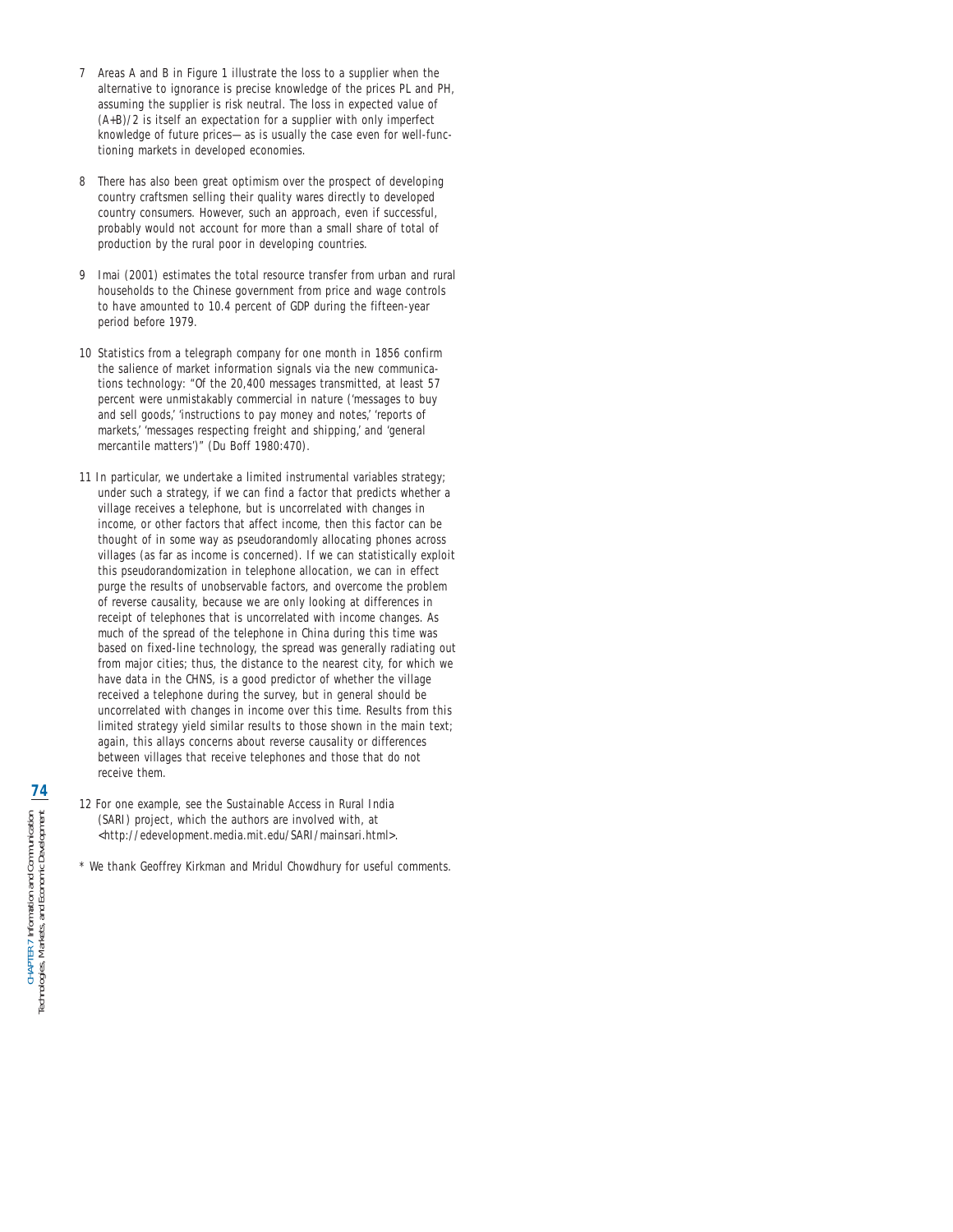7 Areas A and B in Figure 1 illustrate the loss to a supplier when the alternative to ignorance is precise knowledge of the prices PL and PH, assuming the supplier is risk neutral. The loss in expected value of (A+B)/2 is itself an expectation for a supplier with only imperfect knowledge of future prices—as is usually the case even for well-functioning markets in developed economies.

8 There has also been great optimism over the prospect of developing country craftsmen selling their quality wares directly to developed country consumers. However, such an approach, even if successful, probably would not account for more than a small share of total of production by the rural poor in developing countries.

9 Imai (2001) estimates the total resource transfer from urban and rural households to the Chinese government from price and wage controls to have amounted to 10.4 percent of GDP during the fifteen-year period before 1979.

10 Statistics from a telegraph company for one month in 1856 confirm the salience of market information signals via the new communications technology: "Of the 20,400 messages transmitted, at least 57 percent were unmistakably commercial in nature ('messages to buy and sell goods,' 'instructions to pay money and notes,' 'reports of markets,' 'messages respecting freight and shipping,' and 'general mercantile matters')" (Du Boff 1980:470).

11 In particular, we undertake a limited instrumental variables strategy; under such a strategy, if we can find a factor that predicts whether a village receives a telephone, but is uncorrelated with changes in income, or other factors that affect income, then this factor can be thought of in some way as pseudorandomly allocating phones across villages (as far as income is concerned). If we can statistically exploit this pseudorandomization in telephone allocation, we can in effect purge the results of unobservable factors, and overcome the problem of reverse causality, because we are only looking at differences in receipt of telephones that is uncorrelated with income changes. As much of the spread of the telephone in China during this time was based on fixed-line technology, the spread was generally radiating out from major cities; thus, the distance to the nearest city, for which we have data in the CHNS, is a good predictor of whether the village received a telephone during the survey, but in general should be uncorrelated with changes in income over this time. Results from this limited strategy yield similar results to those shown in the main text; again, this allays concerns about reverse causality or differences between villages that receive telephones and those that do not receive them.

12 For one example, see the Sustainable Access in Rural India (SARI) project, which the authors are involved with, at <http://edevelopment.media.mit.edu/SARI/mainsari.html>.

* We thank Geoffrey Kirkman and Mridul Chowdhury for useful comments.